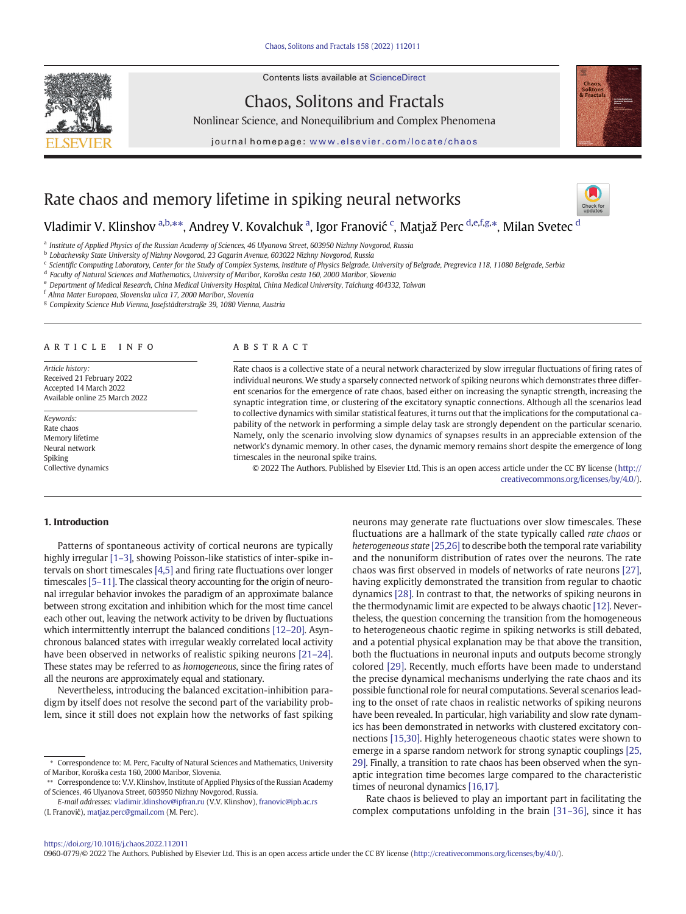# Rate chaos and memory lifetime in spiking neural networks

Vladimir V. Klinshov [a,b,**], Andrey V. Kovalchuk [a], Igor Franović [c], Matjaž Perc [d,e,f,g,*], Milan Svetec [d]

[a] Institute of Applied Physics of the Russian Academy of Sciences, 46 Ulyanova Street, 603950 Nizhny Novgorod, Russia
[b] Lobachevsky State University of Nizhny Novgorod, 23 Gagarin Avenue, 603022 Nizhny Novgorod, Russia
[c] Scientific Computing Laboratory, Center for the Study of Complex Systems, Institute of Physics Belgrade, University of Belgrade, Pregrevica 118, 11080 Belgrade, Serbia
[d] Faculty of Natural Sciences and Mathematics, University of Maribor, Koroška cesta 160, 2000 Maribor, Slovenia
[e] Department of Medical Research, China Medical University Hospital, China Medical University, Taichung 404332, Taiwan
[f] Alma Mater Europaea, Slovenska ulica 17, 2000 Maribor, Slovenia
[g] Complexity Science Hub Vienna, Josefstädterstraße 39, 1080 Vienna, Austria

## ARTICLE INFO

*Article history:*
Received 21 February 2022
Accepted 14 March 2022
Available online 25 March 2022

*Keywords:*
Rate chaos
Memory lifetime
Neural network
Spiking
Collective dynamics

## ABSTRACT

Rate chaos is a collective state of a neural network characterized by slow irregular fluctuations of firing rates of individual neurons. We study a sparsely connected network of spiking neurons which demonstrates three different scenarios for the emergence of rate chaos, based either on increasing the synaptic strength, increasing the synaptic integration time, or clustering of the excitatory synaptic connections. Although all the scenarios lead to collective dynamics with similar statistical features, it turns out that the implications for the computational capability of the network in performing a simple delay task are strongly dependent on the particular scenario. Namely, only the scenario involving slow dynamics of synapses results in an appreciable extension of the network's dynamic memory. In other cases, the dynamic memory remains short despite the emergence of long timescales in the neuronal spike trains.

© 2022 The Authors. Published by Elsevier Ltd. This is an open access article under the CC BY license (http://creativecommons.org/licenses/by/4.0/).

## 1. Introduction

Patterns of spontaneous activity of cortical neurons are typically highly irregular [1–3], showing Poisson-like statistics of inter-spike intervals on short timescales [4,5] and firing rate fluctuations over longer timescales [5–11]. The classical theory accounting for the origin of neuronal irregular behavior invokes the paradigm of an approximate balance between strong excitation and inhibition which for the most time cancel each other out, leaving the network activity to be driven by fluctuations which intermittently interrupt the balanced conditions [12–20]. Asynchronous balanced states with irregular weakly correlated local activity have been observed in networks of realistic spiking neurons [21–24]. These states may be referred to as *homogeneous*, since the firing rates of all the neurons are approximately equal and stationary.

Nevertheless, introducing the balanced excitation-inhibition paradigm by itself does not resolve the second part of the variability problem, since it still does not explain how the networks of fast spiking neurons may generate rate fluctuations over slow timescales. These fluctuations are a hallmark of the state typically called *rate chaos* or *heterogeneous state* [25,26] to describe both the temporal rate variability and the nonuniform distribution of rates over the neurons. The rate chaos was first observed in models of networks of rate neurons [27], having explicitly demonstrated the transition from regular to chaotic dynamics [28]. In contrast to that, the networks of spiking neurons in the thermodynamic limit are expected to be always chaotic [12]. Nevertheless, the question concerning the transition from the homogeneous to heterogeneous chaotic regime in spiking networks is still debated, and a potential physical explanation may be that above the transition, both the fluctuations in neuronal inputs and outputs become strongly colored [29]. Recently, much efforts have been made to understand the precise dynamical mechanisms underlying the rate chaos and its possible functional role for neural computations. Several scenarios leading to the onset of rate chaos in realistic networks of spiking neurons have been revealed. In particular, high variability and slow rate dynamics has been demonstrated in networks with clustered excitatory connections [15,30]. Highly heterogeneous chaotic states were shown to emerge in a sparse random network for strong synaptic couplings [25,29]. Finally, a transition to rate chaos has been observed when the synaptic integration time becomes large compared to the characteristic times of neuronal dynamics [16,17].

Rate chaos is believed to play an important part in facilitating the complex computations unfolding in the brain [31–36], since it has

\* Correspondence to: M. Perc, Faculty of Natural Sciences and Mathematics, University of Maribor, Koroška cesta 160, 2000 Maribor, Slovenia.
\*\* Correspondence to: V.V. Klinshov, Institute of Applied Physics of the Russian Academy of Sciences, 46 Ulyanova Street, 603950 Nizhny Novgorod, Russia.
*E-mail addresses:* vladimir.klinshov@ipfran.ru (V.V. Klinshov), franovic@ipb.ac.rs (I. Franović), matjaz.perc@gmail.com (M. Perc).

https://doi.org/10.1016/j.chaos.2022.112011
0960-0779/© 2022 The Authors. Published by Elsevier Ltd. This is an open access article under the CC BY license (http://creativecommons.org/licenses/by/4.0/).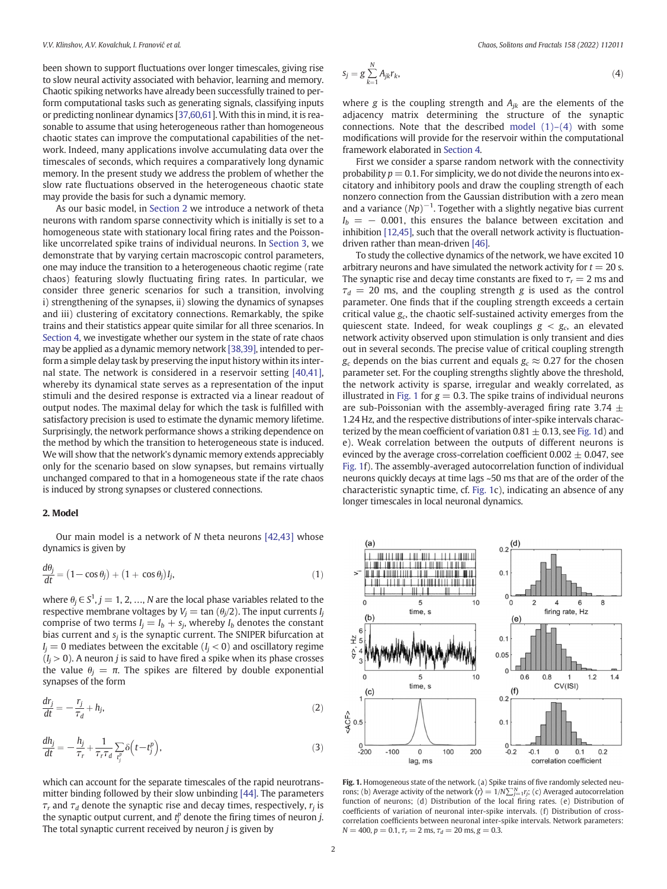been shown to support fluctuations over longer timescales, giving rise to slow neural activity associated with behavior, learning and memory. Chaotic spiking networks have already been successfully trained to perform computational tasks such as generating signals, classifying inputs or predicting nonlinear dynamics [37,60,61]. With this in mind, it is reasonable to assume that using heterogeneous rather than homogeneous chaotic states can improve the computational capabilities of the network. Indeed, many applications involve accumulating data over the timescales of seconds, which requires a comparatively long dynamic memory. In the present study we address the problem of whether the slow rate fluctuations observed in the heterogeneous chaotic state may provide the basis for such a dynamic memory.

As our basic model, in Section 2 we introduce a network of theta neurons with random sparse connectivity which is initially is set to a homogeneous state with stationary local firing rates and the Poisson-like uncorrelated spike trains of individual neurons. In Section 3, we demonstrate that by varying certain macroscopic control parameters, one may induce the transition to a heterogeneous chaotic regime (rate chaos) featuring slowly fluctuating firing rates. In particular, we consider three generic scenarios for such a transition, involving i) strengthening of the synapses, ii) slowing the dynamics of synapses and iii) clustering of excitatory connections. Remarkably, the spike trains and their statistics appear quite similar for all three scenarios. In Section 4, we investigate whether our system in the state of rate chaos may be applied as a dynamic memory network [38,39], intended to perform a simple delay task by preserving the input history within its internal state. The network is considered in a reservoir setting [40,41], whereby its dynamical state serves as a representation of the input stimuli and the desired response is extracted via a linear readout of output nodes. The maximal delay for which the task is fulfilled with satisfactory precision is used to estimate the dynamic memory lifetime. Surprisingly, the network performance shows a striking dependence on the method by which the transition to heterogeneous state is induced. We will show that the network's dynamic memory extends appreciably only for the scenario based on slow synapses, but remains virtually unchanged compared to that in a homogeneous state if the rate chaos is induced by strong synapses or clustered connections.

## 2. Model

Our main model is a network of $N$ theta neurons [42,43] whose dynamics is given by

$$\frac{d\theta_j}{dt} = (1 - \cos\theta_j) + (1 + \cos\theta_j)I_j, \tag{1}$$

where $\theta_j \in S^1, j = 1, 2, \ldots, N$ are the local phase variables related to the respective membrane voltages by $V_j = \tan(\theta_j/2)$. The input currents $I_j$ comprise of two terms $I_j = I_b + s_j$, whereby $I_b$ denotes the constant bias current and $s_j$ is the synaptic current. The SNIPER bifurcation at $I_j = 0$ mediates between the excitable ($I_j < 0$) and oscillatory regime ($I_j > 0$). A neuron $j$ is said to have fired a spike when its phase crosses the value $\theta_j = \pi$. The spikes are filtered by double exponential synapses of the form

$$\frac{dr_j}{dt} = -\frac{r_j}{\tau_d} + h_j, \tag{2}$$

$$\frac{dh_j}{dt} = -\frac{h_j}{\tau_r} + \frac{1}{\tau_r\tau_d}\sum_{t_j^p}\delta\left(t - t_j^p\right), \tag{3}$$

which can account for the separate timescales of the rapid neurotransmitter binding followed by their slow unbinding [44]. The parameters $\tau_r$ and $\tau_d$ denote the synaptic rise and decay times, respectively, $r_j$ is the synaptic output current, and $t_j^p$ denote the firing times of neuron $j$. The total synaptic current received by neuron $j$ is given by

$$s_j = g\sum_{k=1}^{N} A_{jk} r_k, \tag{4}$$

where $g$ is the coupling strength and $A_{jk}$ are the elements of the adjacency matrix determining the structure of the synaptic connections. Note that the described model (1)–(4) with some modifications will provide for the reservoir within the computational framework elaborated in Section 4.

First we consider a sparse random network with the connectivity probability $p = 0.1$. For simplicity, we do not divide the neurons into excitatory and inhibitory pools and draw the coupling strength of each nonzero connection from the Gaussian distribution with a zero mean and a variance $(Np)^{-1}$. Together with a slightly negative bias current $I_b = -0.001$, this ensures the balance between excitation and inhibition [12,45], such that the overall network activity is fluctuation-driven rather than mean-driven [46].

To study the collective dynamics of the network, we have excited 10 arbitrary neurons and have simulated the network activity for $t = 20$ s. The synaptic rise and decay time constants are fixed to $\tau_r = 2$ ms and $\tau_d = 20$ ms, and the coupling strength $g$ is used as the control parameter. One finds that if the coupling strength exceeds a certain critical value $g_c$, the chaotic self-sustained activity emerges from the quiescent state. Indeed, for weak couplings $g < g_c$, an elevated network activity observed upon stimulation is only transient and dies out in several seconds. The precise value of critical coupling strength $g_c$ depends on the bias current and equals $g_c \approx 0.27$ for the chosen parameter set. For the coupling strengths slightly above the threshold, the network activity is sparse, irregular and weakly correlated, as illustrated in Fig. 1 for $g = 0.3$. The spike trains of individual neurons are sub-Poissonian with the assembly-averaged firing rate $3.74 \pm 1.24$ Hz, and the respective distributions of inter-spike intervals characterized by the mean coefficient of variation $0.81 \pm 0.13$, see Fig. 1d) and e). Weak correlation between the outputs of different neurons is evinced by the average cross-correlation coefficient $0.002 \pm 0.047$, see Fig. 1f). The assembly-averaged autocorrelation function of individual neurons quickly decays at time lags ~50 ms that are of the order of the characteristic synaptic time, cf. Fig. 1c), indicating an absence of any longer timescales in local neuronal dynamics.

**Fig. 1.** Homogeneous state of the network. (a) Spike trains of five randomly selected neurons; (b) Average activity of the network $\langle r\rangle = 1/N\sum_{j=1}^{N} r_j$; (c) Averaged autocorrelation function of neurons; (d) Distribution of the local firing rates. (e) Distribution of coefficients of variation of neuronal inter-spike intervals. (f) Distribution of cross-correlation coefficients between neuronal inter-spike intervals. Network parameters: $N = 400$, $p = 0.1$, $\tau_r = 2$ ms, $\tau_d = 20$ ms, $g = 0.3$.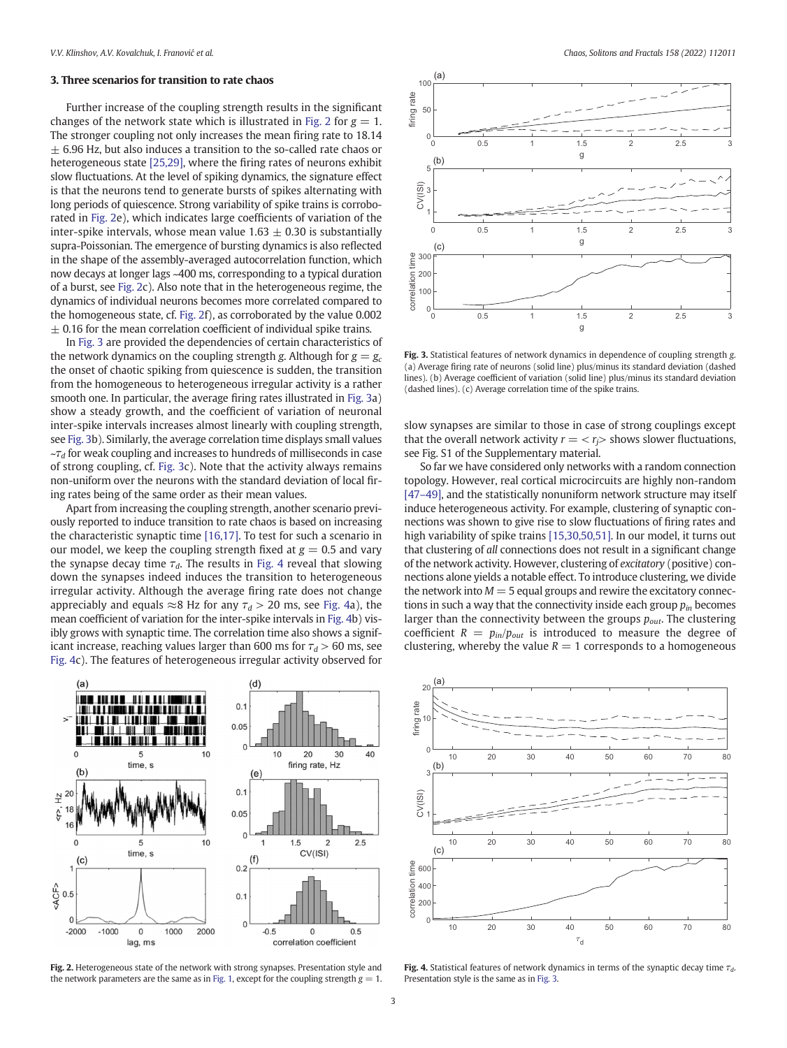## 3. Three scenarios for transition to rate chaos

Further increase of the coupling strength results in the significant changes of the network state which is illustrated in Fig. 2 for $g = 1$. The stronger coupling not only increases the mean firing rate to 18.14 ± 6.96 Hz, but also induces a transition to the so-called rate chaos or heterogeneous state [25,29], where the firing rates of neurons exhibit slow fluctuations. At the level of spiking dynamics, the signature effect is that the neurons tend to generate bursts of spikes alternating with long periods of quiescence. Strong variability of spike trains is corroborated in Fig. 2e), which indicates large coefficients of variation of the inter-spike intervals, whose mean value 1.63 ± 0.30 is substantially supra-Poissonian. The emergence of bursting dynamics is also reflected in the shape of the assembly-averaged autocorrelation function, which now decays at longer lags ~400 ms, corresponding to a typical duration of a burst, see Fig. 2c). Also note that in the heterogeneous regime, the dynamics of individual neurons becomes more correlated compared to the homogeneous state, cf. Fig. 2f), as corroborated by the value 0.002 ± 0.16 for the mean correlation coefficient of individual spike trains.

In Fig. 3 are provided the dependencies of certain characteristics of the network dynamics on the coupling strength $g$. Although for $g = g_c$ the onset of chaotic spiking from quiescence is sudden, the transition from the homogeneous to heterogeneous irregular activity is a rather smooth one. In particular, the average firing rates illustrated in Fig. 3a) show a steady growth, and the coefficient of variation of neuronal inter-spike intervals increases almost linearly with coupling strength, see Fig. 3b). Similarly, the average correlation time displays small values $\sim\tau_d$ for weak coupling and increases to hundreds of milliseconds in case of strong coupling, cf. Fig. 3c). Note that the activity always remains non-uniform over the neurons with the standard deviation of local firing rates being of the same order as their mean values.

Apart from increasing the coupling strength, another scenario previously reported to induce transition to rate chaos is based on increasing the characteristic synaptic time [16,17]. To test for such a scenario in our model, we keep the coupling strength fixed at $g = 0.5$ and vary the synapse decay time $\tau_d$. The results in Fig. 4 reveal that slowing down the synapses indeed induces the transition to heterogeneous irregular activity. Although the average firing rate does not change appreciably and equals ≈8 Hz for any $\tau_d > 20$ ms, see Fig. 4a), the mean coefficient of variation for the inter-spike intervals in Fig. 4b) visibly grows with synaptic time. The correlation time also shows a significant increase, reaching values larger than 600 ms for $\tau_d > 60$ ms, see Fig. 4c). The features of heterogeneous irregular activity observed for slow synapses are similar to those in case of strong couplings except that the overall network activity $r = \langle r_j \rangle$ shows slower fluctuations, see Fig. S1 of the Supplementary material.

So far we have considered only networks with a random connection topology. However, real cortical microcircuits are highly non-random [47–49], and the statistically nonuniform network structure may itself induce heterogeneous activity. For example, clustering of synaptic connections was shown to give rise to slow fluctuations of firing rates and high variability of spike trains [15,30,50,51]. In our model, it turns out that clustering of *all* connections does not result in a significant change of the network activity. However, clustering of *excitatory* (positive) connections alone yields a notable effect. To introduce clustering, we divide the network into $M = 5$ equal groups and rewire the excitatory connections in such a way that the connectivity inside each group $p_{in}$ becomes larger than the connectivity between the groups $p_{out}$. The clustering coefficient $R = p_{in}/p_{out}$ is introduced to measure the degree of clustering, whereby the value $R = 1$ corresponds to a homogeneous

**Fig. 3.** Statistical features of network dynamics in dependence of coupling strength $g$. (a) Average firing rate of neurons (solid line) plus/minus its standard deviation (dashed lines). (b) Average coefficient of variation (solid line) plus/minus its standard deviation (dashed lines). (c) Average correlation time of the spike trains.

**Fig. 2.** Heterogeneous state of the network with strong synapses. Presentation style and the network parameters are the same as in Fig. 1, except for the coupling strength $g = 1$.

**Fig. 4.** Statistical features of network dynamics in terms of the synaptic decay time $\tau_d$. Presentation style is the same as in Fig. 3.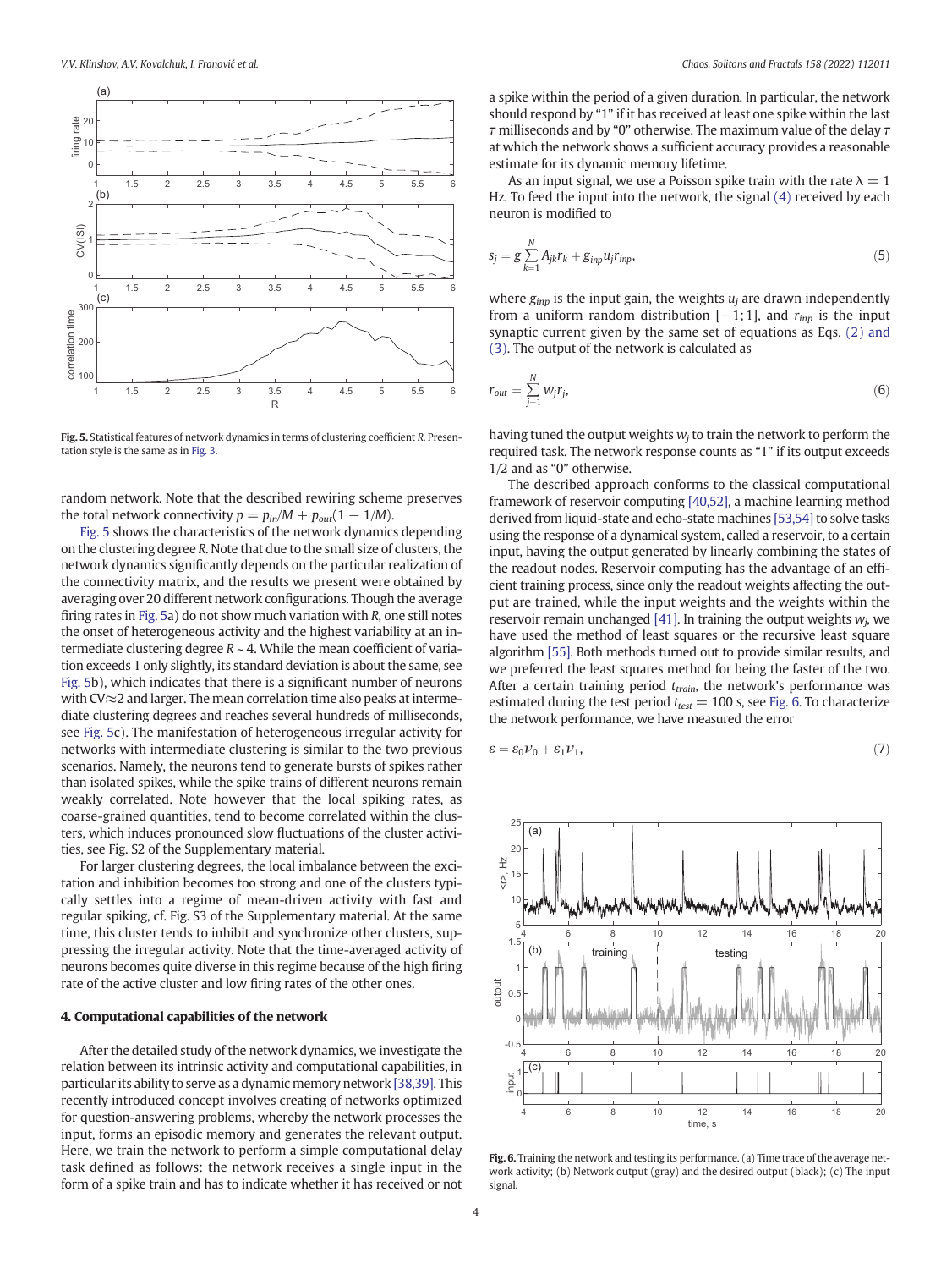Fig. 5. Statistical features of network dynamics in terms of clustering coefficient $R$. Presentation style is the same as in Fig. 3.

random network. Note that the described rewiring scheme preserves the total network connectivity $p = p_{in}/M + p_{out}(1 - 1/M)$.

Fig. 5 shows the characteristics of the network dynamics depending on the clustering degree $R$. Note that due to the small size of clusters, the network dynamics significantly depends on the particular realization of the connectivity matrix, and the results we present were obtained by averaging over 20 different network configurations. Though the average firing rates in Fig. 5a) do not show much variation with $R$, one still notes the onset of heterogeneous activity and the highest variability at an intermediate clustering degree $R \sim 4$. While the mean coefficient of variation exceeds 1 only slightly, its standard deviation is about the same, see Fig. 5b), which indicates that there is a significant number of neurons with CV≈2 and larger. The mean correlation time also peaks at intermediate clustering degrees and reaches several hundreds of milliseconds, see Fig. 5c). The manifestation of heterogeneous irregular activity for networks with intermediate clustering is similar to the two previous scenarios. Namely, the neurons tend to generate bursts of spikes rather than isolated spikes, while the spike trains of different neurons remain weakly correlated. Note however that the local spiking rates, as coarse-grained quantities, tend to become correlated within the clusters, which induces pronounced slow fluctuations of the cluster activities, see Fig. S2 of the Supplementary material.

For larger clustering degrees, the local imbalance between the excitation and inhibition becomes too strong and one of the clusters typically settles into a regime of mean-driven activity with fast and regular spiking, cf. Fig. S3 of the Supplementary material. At the same time, this cluster tends to inhibit and synchronize other clusters, suppressing the irregular activity. Note that the time-averaged activity of neurons becomes quite diverse in this regime because of the high firing rate of the active cluster and low firing rates of the other ones.

## 4. Computational capabilities of the network

After the detailed study of the network dynamics, we investigate the relation between its intrinsic activity and computational capabilities, in particular its ability to serve as a dynamic memory network [38,39]. This recently introduced concept involves creating of networks optimized for question-answering problems, whereby the network processes the input, forms an episodic memory and generates the relevant output. Here, we train the network to perform a simple computational delay task defined as follows: the network receives a single input in the form of a spike train and has to indicate whether it has received or not a spike within the period of a given duration. In particular, the network should respond by "1" if it has received at least one spike within the last $\tau$ milliseconds and by "0" otherwise. The maximum value of the delay $\tau$ at which the network shows a sufficient accuracy provides a reasonable estimate for its dynamic memory lifetime.

As an input signal, we use a Poisson spike train with the rate $\lambda = 1$ Hz. To feed the input into the network, the signal (4) received by each neuron is modified to

$$s_j = g \sum_{k=1}^{N} A_{jk} r_k + g_{inp} u_j r_{inp}, \tag{5}$$

where $g_{inp}$ is the input gain, the weights $u_j$ are drawn independently from a uniform random distribution $[-1;1]$, and $r_{inp}$ is the input synaptic current given by the same set of equations as Eqs. (2) and (3). The output of the network is calculated as

$$r_{out} = \sum_{j=1}^{N} w_j r_j, \tag{6}$$

having tuned the output weights $w_j$ to train the network to perform the required task. The network response counts as "1" if its output exceeds 1/2 and as "0" otherwise.

The described approach conforms to the classical computational framework of reservoir computing [40,52], a machine learning method derived from liquid-state and echo-state machines [53,54] to solve tasks using the response of a dynamical system, called a reservoir, to a certain input, having the output generated by linearly combining the states of the readout nodes. Reservoir computing has the advantage of an efficient training process, since only the readout weights affecting the output are trained, while the input weights and the weights within the reservoir remain unchanged [41]. In training the output weights $w_j$, we have used the method of least squares or the recursive least square algorithm [55]. Both methods turned out to provide similar results, and we preferred the least squares method for being the faster of the two. After a certain training period $t_{train}$, the network's performance was estimated during the test period $t_{test} = 100$ s, see Fig. 6. To characterize the network performance, we have measured the error

$$\varepsilon = \varepsilon_0 \nu_0 + \varepsilon_1 \nu_1, \tag{7}$$

Fig. 6. Training the network and testing its performance. (a) Time trace of the average network activity; (b) Network output (gray) and the desired output (black); (c) The input signal.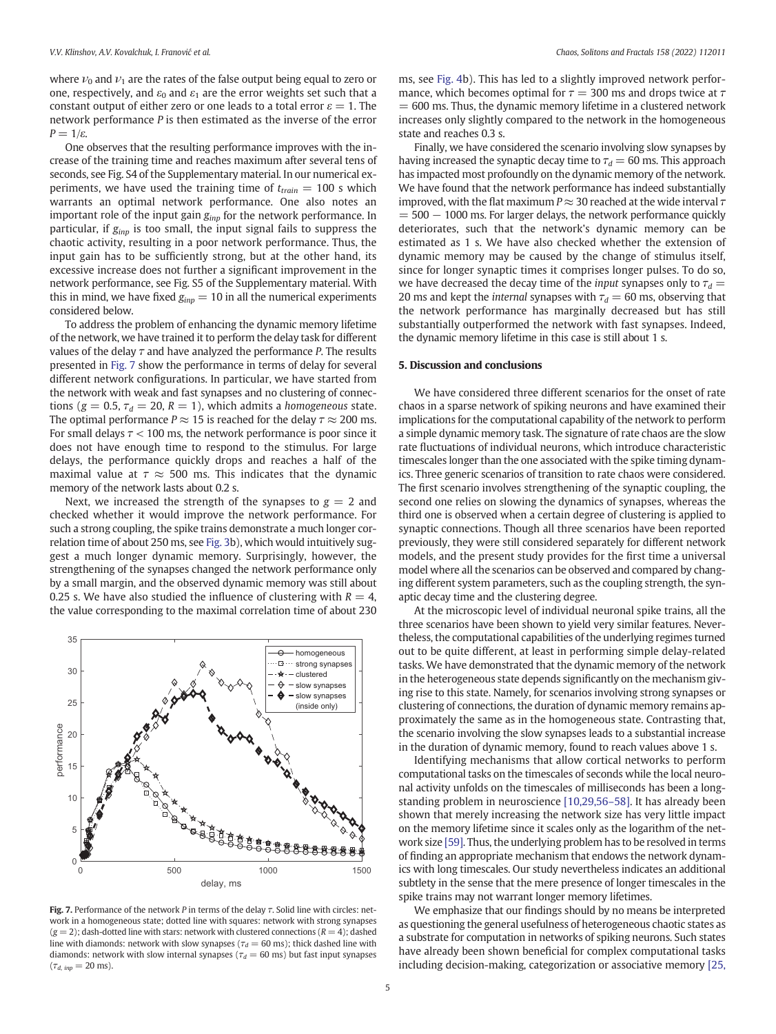where $\nu_0$ and $\nu_1$ are the rates of the false output being equal to zero or one, respectively, and $\varepsilon_0$ and $\varepsilon_1$ are the error weights set such that a constant output of either zero or one leads to a total error $\varepsilon = 1$. The network performance $P$ is then estimated as the inverse of the error $P = 1/\varepsilon$.

One observes that the resulting performance improves with the increase of the training time and reaches maximum after several tens of seconds, see Fig. S4 of the Supplementary material. In our numerical experiments, we have used the training time of $t_{train} = 100$ s which warrants an optimal network performance. One also notes an important role of the input gain $g_{inp}$ for the network performance. In particular, if $g_{inp}$ is too small, the input signal fails to suppress the chaotic activity, resulting in a poor network performance. Thus, the input gain has to be sufficiently strong, but at the other hand, its excessive increase does not further a significant improvement in the network performance, see Fig. S5 of the Supplementary material. With this in mind, we have fixed $g_{inp} = 10$ in all the numerical experiments considered below.

To address the problem of enhancing the dynamic memory lifetime of the network, we have trained it to perform the delay task for different values of the delay $\tau$ and have analyzed the performance $P$. The results presented in Fig. 7 show the performance in terms of delay for several different network configurations. In particular, we have started from the network with weak and fast synapses and no clustering of connections ($g = 0.5$, $\tau_d = 20$, $R = 1$), which admits a *homogeneous* state. The optimal performance $P \approx 15$ is reached for the delay $\tau \approx 200$ ms. For small delays $\tau < 100$ ms, the network performance is poor since it does not have enough time to respond to the stimulus. For large delays, the performance quickly drops and reaches a half of the maximal value at $\tau \approx 500$ ms. This indicates that the dynamic memory of the network lasts about 0.2 s.

Next, we increased the strength of the synapses to $g = 2$ and checked whether it would improve the network performance. For such a strong coupling, the spike trains demonstrate a much longer correlation time of about 250 ms, see Fig. 3b), which would intuitively suggest a much longer dynamic memory. Surprisingly, however, the strengthening of the synapses changed the network performance only by a small margin, and the observed dynamic memory was still about 0.25 s. We have also studied the influence of clustering with $R = 4$, the value corresponding to the maximal correlation time of about 230 ms, see Fig. 4b). This has led to a slightly improved network performance, which becomes optimal for $\tau = 300$ ms and drops twice at $\tau = 600$ ms. Thus, the dynamic memory lifetime in a clustered network increases only slightly compared to the network in the homogeneous state and reaches 0.3 s.

Finally, we have considered the scenario involving slow synapses by having increased the synaptic decay time to $\tau_d = 60$ ms. This approach has impacted most profoundly on the dynamic memory of the network. We have found that the network performance has indeed substantially improved, with the flat maximum $P \approx 30$ reached at the wide interval $\tau = 500 - 1000$ ms. For larger delays, the network performance quickly deteriorates, such that the network's dynamic memory can be estimated as 1 s. We have also checked whether the extension of dynamic memory may be caused by the change of stimulus itself, since for longer synaptic times it comprises longer pulses. To do so, we have decreased the decay time of the *input* synapses only to $\tau_d = 20$ ms and kept the *internal* synapses with $\tau_d = 60$ ms, observing that the network performance has marginally decreased but has still substantially outperformed the network with fast synapses. Indeed, the dynamic memory lifetime in this case is still about 1 s.

**Fig. 7.** Performance of the network $P$ in terms of the delay $\tau$. Solid line with circles: network in a homogeneous state; dotted line with squares: network with strong synapses ($g = 2$); dash-dotted line with stars: network with clustered connections ($R = 4$); dashed line with diamonds: network with slow synapses ($\tau_d = 60$ ms); thick dashed line with diamonds: network with slow internal synapses ($\tau_d = 60$ ms) but fast input synapses ($\tau_{d,\, inp} = 20$ ms).

## 5. Discussion and conclusions

We have considered three different scenarios for the onset of rate chaos in a sparse network of spiking neurons and have examined their implications for the computational capability of the network to perform a simple dynamic memory task. The signature of rate chaos are the slow rate fluctuations of individual neurons, which introduce characteristic timescales longer than the one associated with the spike timing dynamics. Three generic scenarios of transition to rate chaos were considered. The first scenario involves strengthening of the synaptic coupling, the second one relies on slowing the dynamics of synapses, whereas the third one is observed when a certain degree of clustering is applied to synaptic connections. Though all three scenarios have been reported previously, they were still considered separately for different network models, and the present study provides for the first time a universal model where all the scenarios can be observed and compared by changing different system parameters, such as the coupling strength, the synaptic decay time and the clustering degree.

At the microscopic level of individual neuronal spike trains, all the three scenarios have been shown to yield very similar features. Nevertheless, the computational capabilities of the underlying regimes turned out to be quite different, at least in performing simple delay-related tasks. We have demonstrated that the dynamic memory of the network in the heterogeneous state depends significantly on the mechanism giving rise to this state. Namely, for scenarios involving strong synapses or clustering of connections, the duration of dynamic memory remains approximately the same as in the homogeneous state. Contrasting that, the scenario involving the slow synapses leads to a substantial increase in the duration of dynamic memory, found to reach values above 1 s.

Identifying mechanisms that allow cortical networks to perform computational tasks on the timescales of seconds while the local neuronal activity unfolds on the timescales of milliseconds has been a longstanding problem in neuroscience [10,29,56–58]. It has already been shown that merely increasing the network size has very little impact on the memory lifetime since it scales only as the logarithm of the network size [59]. Thus, the underlying problem has to be resolved in terms of finding an appropriate mechanism that endows the network dynamics with long timescales. Our study nevertheless indicates an additional subtlety in the sense that the mere presence of longer timescales in the spike trains may not warrant longer memory lifetimes.

We emphasize that our findings should by no means be interpreted as questioning the general usefulness of heterogeneous chaotic states as a substrate for computation in networks of spiking neurons. Such states have already been shown beneficial for complex computational tasks including decision-making, categorization or associative memory [25,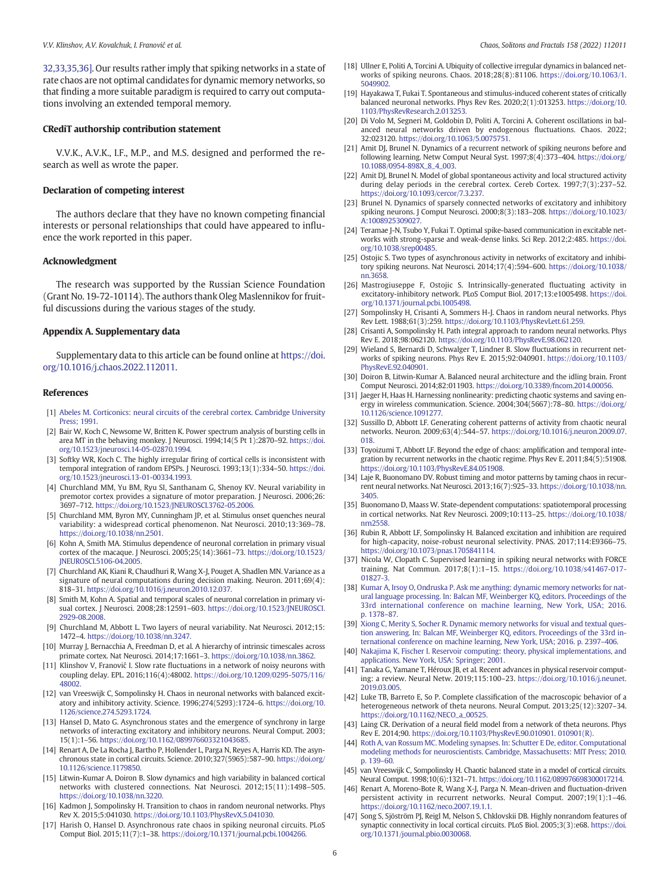32,33,35,36]. Our results rather imply that spiking networks in a state of rate chaos are not optimal candidates for dynamic memory networks, so that finding a more suitable paradigm is required to carry out computations involving an extended temporal memory.

## CRediT authorship contribution statement

V.V.K., A.V.K., I.F., M.P., and M.S. designed and performed the research as well as wrote the paper.

## Declaration of competing interest

The authors declare that they have no known competing financial interests or personal relationships that could have appeared to influence the work reported in this paper.

## Acknowledgment

The research was supported by the Russian Science Foundation (Grant No. 19-72-10114). The authors thank Oleg Maslennikov for fruitful discussions during the various stages of the study.

## Appendix A. Supplementary data

Supplementary data to this article can be found online at https://doi.org/10.1016/j.chaos.2022.112011.

## References

[1] Abeles M. Corticonics: neural circuits of the cerebral cortex. Cambridge University Press; 1991.

[2] Bair W, Koch C, Newsome W, Britten K. Power spectrum analysis of bursting cells in area MT in the behaving monkey. J Neurosci. 1994;14(5 Pt 1):2870–92. https://doi.org/10.1523/jneurosci.14-05-02870.1994.

[3] Softky WR, Koch C. The highly irregular firing of cortical cells is inconsistent with temporal integration of random EPSPs. J Neurosci. 1993;13(1):334–50. https://doi.org/10.1523/jneurosci.13-01-00334.1993.

[4] Churchland MM, Yu BM, Ryu SI, Santhanam G, Shenoy KV. Neural variability in premotor cortex provides a signature of motor preparation. J Neurosci. 2006;26:3697–712. https://doi.org/10.1523/JNEUROSCI.3762-05.2006.

[5] Churchland MM, Byron MY, Cunningham JP, et al. Stimulus onset quenches neural variability: a widespread cortical phenomenon. Nat Neurosci. 2010;13:369–78. https://doi.org/10.1038/nn.2501.

[6] Kohn A, Smith MA. Stimulus dependence of neuronal correlation in primary visual cortex of the macaque. J Neurosci. 2005;25(14):3661–73. https://doi.org/10.1523/JNEUROSCI.5106-04.2005.

[7] Churchland AK, Kiani R, Chaudhuri R, Wang X-J, Pouget A, Shadlen MN. Variance as a signature of neural computations during decision making. Neuron. 2011;69(4):818–31. https://doi.org/10.1016/j.neuron.2010.12.037.

[8] Smith M, Kohn A. Spatial and temporal scales of neuronal correlation in primary visual cortex. J Neurosci. 2008;28:12591–603. https://doi.org/10.1523/JNEUROSCI.2929-08.2008.

[9] Churchland M, Abbott L. Two layers of neural variability. Nat Neurosci. 2012;15:1472–4. https://doi.org/10.1038/nn.3247.

[10] Murray J, Bernacchia A, Freedman D, et al. A hierarchy of intrinsic timescales across primate cortex. Nat Neurosci. 2014;17:1661–3. https://doi.org/10.1038/nn.3862.

[11] Klinshov V, Franović I. Slow rate fluctuations in a network of noisy neurons with coupling delay. EPL. 2016;116(4):48002. https://doi.org/10.1209/0295-5075/116/48002.

[12] van Vreeswijk C, Sompolinsky H. Chaos in neuronal networks with balanced excitatory and inhibitory activity. Science. 1996;274(5293):1724–6. https://doi.org/10.1126/science.274.5293.1724.

[13] Hansel D, Mato G. Asynchronous states and the emergence of synchrony in large networks of interacting excitatory and inhibitory neurons. Neural Comput. 2003;15(1):1–56. https://doi.org/10.1162/089976603321043685.

[14] Renart A, De La Rocha J, Bartho P, Hollender L, Parga N, Reyes A, Harris KD. The asynchronous state in cortical circuits. Science. 2010;327(5965):587–90. https://doi.org/10.1126/science.1179850.

[15] Litwin-Kumar A, Doiron B. Slow dynamics and high variability in balanced cortical networks with clustered connections. Nat Neurosci. 2012;15(11):1498–505. https://doi.org/10.1038/nn.3220.

[16] Kadmon J, Sompolinsky H. Transition to chaos in random neuronal networks. Phys Rev X. 2015;5:041030. https://doi.org/10.1103/PhysRevX.5.041030.

[17] Harish O, Hansel D. Asynchronous rate chaos in spiking neuronal circuits. PLoS Comput Biol. 2015;11(7):1–38. https://doi.org/10.1371/journal.pcbi.1004266.

[18] Ullner E, Politi A, Torcini A. Ubiquity of collective irregular dynamics in balanced networks of spiking neurons. Chaos. 2018;28(8):81106. https://doi.org/10.1063/1.5049902.

[19] Hayakawa T, Fukai T. Spontaneous and stimulus-induced coherent states of critically balanced neuronal networks. Phys Rev Res. 2020;2(1):013253. https://doi.org/10.1103/PhysRevResearch.2.013253.

[20] Di Volo M, Segneri M, Goldobin D, Politi A, Torcini A. Coherent oscillations in balanced neural networks driven by endogenous fluctuations. Chaos. 2022;32:023120. https://doi.org/10.1063/5.0075751.

[21] Amit DJ, Brunel N. Dynamics of a recurrent network of spiking neurons before and following learning. Netw Comput Neural Syst. 1997;8(4):373–404. https://doi.org/10.1088/0954-898X_8_4_003.

[22] Amit DJ, Brunel N. Model of global spontaneous activity and local structured activity during delay periods in the cerebral cortex. Cereb Cortex. 1997;7(3):237–52. https://doi.org/10.1093/cercor/7.3.237.

[23] Brunel N. Dynamics of sparsely connected networks of excitatory and inhibitory spiking neurons. J Comput Neurosci. 2000;8(3):183–208. https://doi.org/10.1023/A:1008925309027.

[24] Teramae J-N, Tsubo Y, Fukai T. Optimal spike-based communication in excitable networks with strong-sparse and weak-dense links. Sci Rep. 2012;2:485. https://doi.org/10.1038/srep00485.

[25] Ostojic S. Two types of asynchronous activity in networks of excitatory and inhibitory spiking neurons. Nat Neurosci. 2014;17(4):594–600. https://doi.org/10.1038/nn.3658.

[26] Mastrogiuseppe F, Ostojic S. Intrinsically-generated fluctuating activity in excitatory-inhibitory network. PLoS Comput Biol. 2017;13:e1005498. https://doi.org/10.1371/journal.pcbi.1005498.

[27] Sompolinsky H, Crisanti A, Sommers H-J. Chaos in random neural networks. Phys Rev Lett. 1988;61(3):259. https://doi.org/10.1103/PhysRevLett.61.259.

[28] Crisanti A, Sompolinsky H. Path integral approach to random neural networks. Phys Rev E. 2018;98:062120. https://doi.org/10.1103/PhysRevE.98.062120.

[29] Wieland S, Bernardi D, Schwalger T, Lindner B. Slow fluctuations in recurrent networks of spiking neurons. Phys Rev E. 2015;92:040901. https://doi.org/10.1103/PhysRevE.92.040901.

[30] Doiron B, Litwin-Kumar A. Balanced neural architecture and the idling brain. Front Comput Neurosci. 2014;82:011903. https://doi.org/10.3389/fncom.2014.00056.

[31] Jaeger H, Haas H. Harnessing nonlinearity: predicting chaotic systems and saving energy in wireless communication. Science. 2004;304(5667):78–80. https://doi.org/10.1126/science.1091277.

[32] Sussillo D, Abbott LF. Generating coherent patterns of activity from chaotic neural networks. Neuron. 2009;63(4):544–57. https://doi.org/10.1016/j.neuron.2009.07.018.

[33] Toyoizumi T, Abbott LF. Beyond the edge of chaos: amplification and temporal integration by recurrent networks in the chaotic regime. Phys Rev E. 2011;84(5):51908. https://doi.org/10.1103/PhysRevE.84.051908.

[34] Laje R, Buonomano DV. Robust timing and motor patterns by taming chaos in recurrent neural networks. Nat Neurosci. 2013;16(7):925–33. https://doi.org/10.1038/nn.3405.

[35] Buonomano D, Maass W. State-dependent computations: spatiotemporal processing in cortical networks. Nat Rev Neurosci. 2009;10:113–25. https://doi.org/10.1038/nrn2558.

[36] Rubin R, Abbott LF, Sompolinsky H. Balanced excitation and inhibition are required for high-capacity, noise-robust neuronal selectivity. PNAS. 2017;114:E9366–75. https://doi.org/10.1073/pnas.1705841114.

[37] Nicola W, Clopath C. Supervised learning in spiking neural networks with FORCE training. Nat Commun. 2017;8(1):1–15. https://doi.org/10.1038/s41467-017-01827-3.

[38] Kumar A, Irsoy O, Ondruska P. Ask me anything: dynamic memory networks for natural language processing. In: Balcan MF, Weinberger KQ, editors. Proceedings of the 33rd international conference on machine learning, New York, USA; 2016. p. 1378–87.

[39] Xiong C, Merity S, Socher R. Dynamic memory networks for visual and textual question answering. In: Balcan MF, Weinberger KQ, editors. Proceedings of the 33rd international conference on machine learning, New York, USA; 2016. p. 2397–406.

[40] Nakajima K, Fischer I. Reservoir computing: theory, physical implementations, and applications. New York, USA: Springer; 2001.

[41] Tanaka G, Yamane T, Héroux JB, et al. Recent advances in physical reservoir computing: a review. Neural Netw. 2019;115:100–23. https://doi.org/10.1016/j.neunet.2019.03.005.

[42] Luke TB, Barreto E, So P. Complete classification of the macroscopic behavior of a heterogeneous network of theta neurons. Neural Comput. 2013;25(12):3207–34. https://doi.org/10.1162/NECO_a_00525.

[43] Laing CR. Derivation of a neural field model from a network of theta neurons. Phys Rev E. 2014;90. https://doi.org/10.1103/PhysRevE.90.010901. 010901(R).

[44] Roth A, van Rossum MC. Modeling synapses. In: Schutter E De, editor. Computational modeling methods for neuroscientists. Cambridge, Massachusetts: MIT Press; 2010. p. 139–60.

[45] van Vreeswijk C, Sompolinsky H. Chaotic balanced state in a model of cortical circuits. Neural Comput. 1998;10(6):1321–71. https://doi.org/10.1162/089976698300017214.

[46] Renart A, Moreno-Bote R, Wang X-J, Parga N. Mean-driven and fluctuation-driven persistent activity in recurrent networks. Neural Comput. 2007;19(1):1–46. https://doi.org/10.1162/neco.2007.19.1.1.

[47] Song S, Sjöström PJ, Reigl M, Nelson S, Chklovskii DB. Highly nonrandom features of synaptic connectivity in local cortical circuits. PLoS Biol. 2005;3(3):e68. https://doi.org/10.1371/journal.pbio.0030068.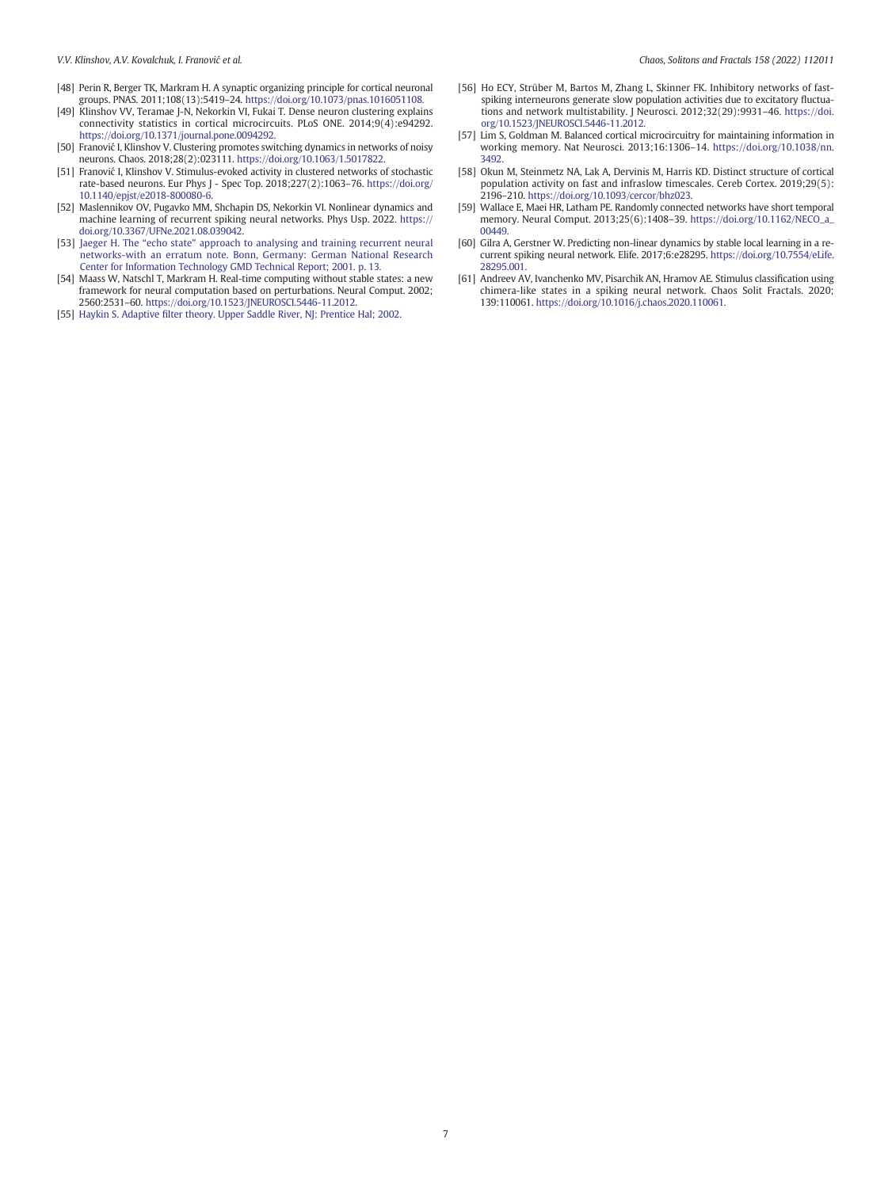[48] Perin R, Berger TK, Markram H. A synaptic organizing principle for cortical neuronal groups. PNAS. 2011;108(13):5419–24. https://doi.org/10.1073/pnas.1016051108.

[49] Klinshov VV, Teramae J-N, Nekorkin VI, Fukai T. Dense neuron clustering explains connectivity statistics in cortical microcircuits. PLoS ONE. 2014;9(4):e94292. https://doi.org/10.1371/journal.pone.0094292.

[50] Franović I, Klinshov V. Clustering promotes switching dynamics in networks of noisy neurons. Chaos. 2018;28(2):023111. https://doi.org/10.1063/1.5017822.

[51] Franović I, Klinshov V. Stimulus-evoked activity in clustered networks of stochastic rate-based neurons. Eur Phys J - Spec Top. 2018;227(2):1063–76. https://doi.org/10.1140/epjst/e2018-800080-6.

[52] Maslennikov OV, Pugavko MM, Shchapin DS, Nekorkin VI. Nonlinear dynamics and machine learning of recurrent spiking neural networks. Phys Usp. 2022. https://doi.org/10.3367/UFNe.2021.08.039042.

[53] Jaeger H. The "echo state" approach to analysing and training recurrent neural networks-with an erratum note. Bonn, Germany: German National Research Center for Information Technology GMD Technical Report; 2001. p. 13.

[54] Maass W, Natschl T, Markram H. Real-time computing without stable states: a new framework for neural computation based on perturbations. Neural Comput. 2002; 2560:2531–60. https://doi.org/10.1523/JNEUROSCI.5446-11.2012.

[55] Haykin S. Adaptive filter theory. Upper Saddle River, NJ: Prentice Hal; 2002.

[56] Ho ECY, Strüber M, Bartos M, Zhang L, Skinner FK. Inhibitory networks of fast-spiking interneurons generate slow population activities due to excitatory fluctuations and network multistability. J Neurosci. 2012;32(29):9931–46. https://doi.org/10.1523/JNEUROSCI.5446-11.2012.

[57] Lim S, Goldman M. Balanced cortical microcircuitry for maintaining information in working memory. Nat Neurosci. 2013;16:1306–14. https://doi.org/10.1038/nn.3492.

[58] Okun M, Steinmetz NA, Lak A, Dervinis M, Harris KD. Distinct structure of cortical population activity on fast and infraslow timescales. Cereb Cortex. 2019;29(5):2196–210. https://doi.org/10.1093/cercor/bhz023.

[59] Wallace E, Maei HR, Latham PE. Randomly connected networks have short temporal memory. Neural Comput. 2013;25(6):1408–39. https://doi.org/10.1162/NECO_a_00449.

[60] Gilra A, Gerstner W. Predicting non-linear dynamics by stable local learning in a recurrent spiking neural network. Elife. 2017;6:e28295. https://doi.org/10.7554/eLife.28295.001.

[61] Andreev AV, Ivanchenko MV, Pisarchik AN, Hramov AE. Stimulus classification using chimera-like states in a spiking neural network. Chaos Solit Fractals. 2020; 139:110061. https://doi.org/10.1016/j.chaos.2020.110061.